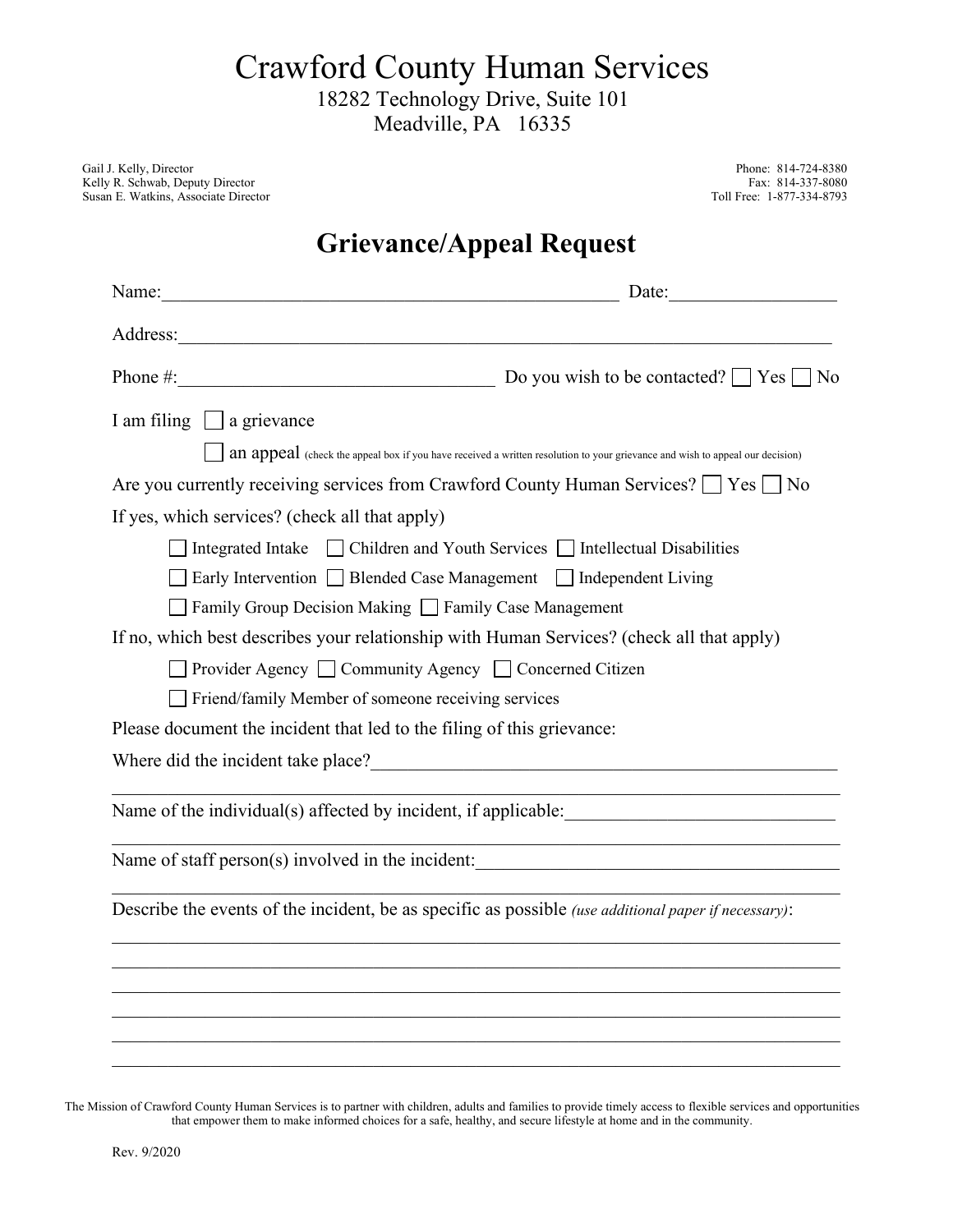# Crawford County Human Services

18282 Technology Drive, Suite 101
Meadville, PA 16335

Gail J. Kelly, Director
Kelly R. Schwab, Deputy Director
Susan E. Watkins, Associate Director

Phone: 814-724-8380
Fax: 814-337-8080
Toll Free: 1-877-334-8793

## Grievance/Appeal Request

Name:_________________________________________________ Date:_________________

Address:_______________________________________________________________________

Phone #:__________________________________ Do you wish to be contacted? ☐ Yes ☐ No

I am filing ☐ a grievance

☐ an appeal (check the appeal box if you have received a written resolution to your grievance and wish to appeal our decision)

Are you currently receiving services from Crawford County Human Services? ☐ Yes ☐ No

If yes, which services? (check all that apply)

☐ Integrated Intake ☐ Children and Youth Services ☐ Intellectual Disabilities

☐ Early Intervention ☐ Blended Case Management ☐ Independent Living

☐ Family Group Decision Making ☐ Family Case Management

If no, which best describes your relationship with Human Services? (check all that apply)

☐ Provider Agency ☐ Community Agency ☐ Concerned Citizen

☐ Friend/family Member of someone receiving services

Please document the incident that led to the filing of this grievance:

Where did the incident take place?___________________________________________________

_______________________________________________________________________________

Name of the individual(s) affected by incident, if applicable:____________________________

_______________________________________________________________________________

Name of staff person(s) involved in the incident:_______________________________________

_______________________________________________________________________________

Describe the events of the incident, be as specific as possible *(use additional paper if necessary)*:

_______________________________________________________________________________

_______________________________________________________________________________

_______________________________________________________________________________

_______________________________________________________________________________

_______________________________________________________________________________

_______________________________________________________________________________

The Mission of Crawford County Human Services is to partner with children, adults and families to provide timely access to flexible services and opportunities that empower them to make informed choices for a safe, healthy, and secure lifestyle at home and in the community.

Rev. 9/2020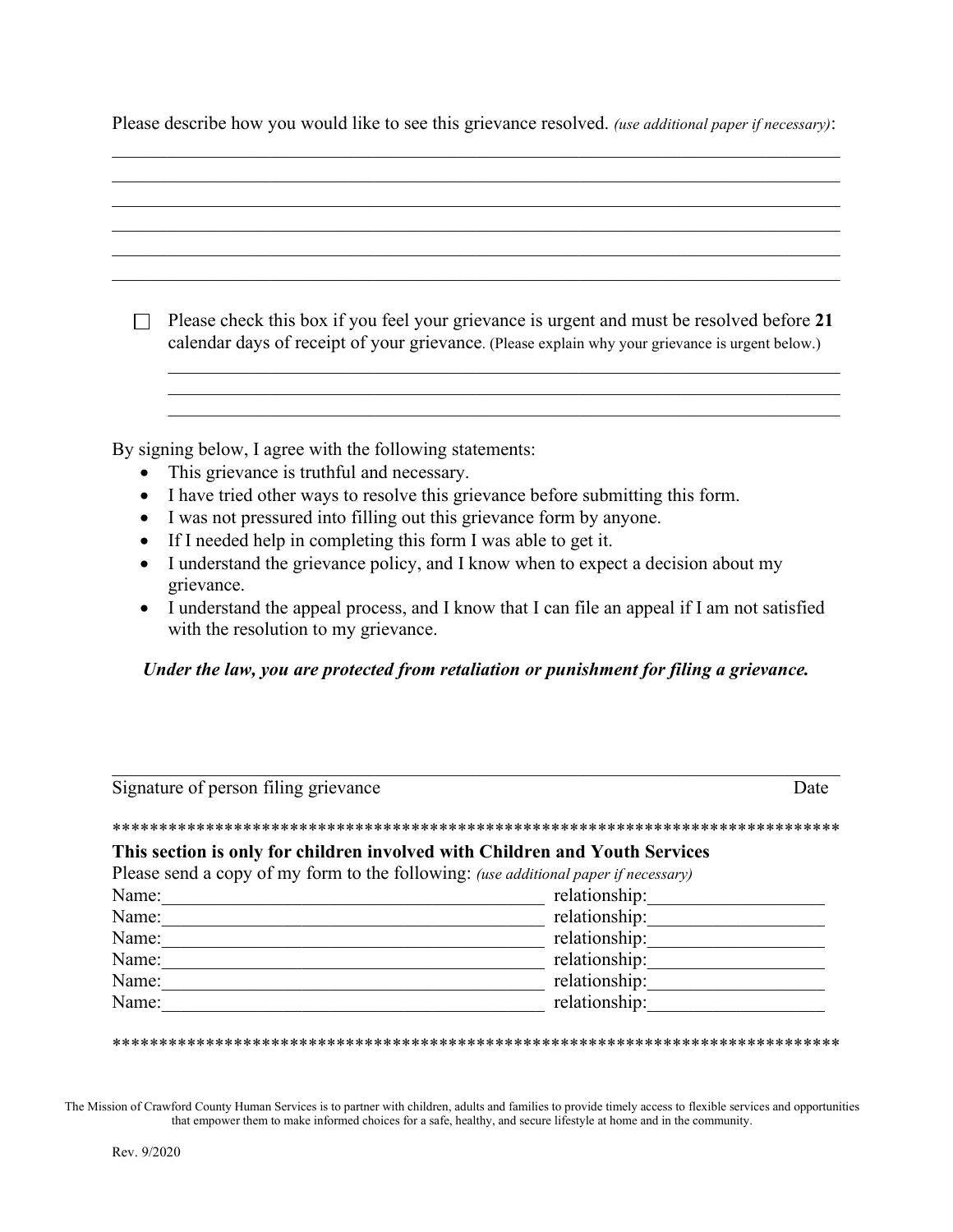Please describe how you would like to see this grievance resolved. *(use additional paper if necessary)*:

______________________________________________________________________________

______________________________________________________________________________

______________________________________________________________________________

______________________________________________________________________________

______________________________________________________________________________

______________________________________________________________________________

☐ Please check this box if you feel your grievance is urgent and must be resolved before **21** calendar days of receipt of your grievance. (Please explain why your grievance is urgent below.)

______________________________________________________________________________

______________________________________________________________________________

______________________________________________________________________________

By signing below, I agree with the following statements:

- This grievance is truthful and necessary.
- I have tried other ways to resolve this grievance before submitting this form.
- I was not pressured into filling out this grievance form by anyone.
- If I needed help in completing this form I was able to get it.
- I understand the grievance policy, and I know when to expect a decision about my grievance.
- I understand the appeal process, and I know that I can file an appeal if I am not satisfied with the resolution to my grievance.

***Under the law, you are protected from retaliation or punishment for filing a grievance.***

______________________________________________________________________________

Signature of person filing grievance                                                                                   Date

********************************************************************************

**This section is only for children involved with Children and Youth Services**

Please send a copy of my form to the following: *(use additional paper if necessary)*

Name:________________________________________ relationship:__________________

Name:________________________________________ relationship:__________________

Name:________________________________________ relationship:__________________

Name:________________________________________ relationship:__________________

Name:________________________________________ relationship:__________________

Name:________________________________________ relationship:__________________

********************************************************************************

The Mission of Crawford County Human Services is to partner with children, adults and families to provide timely access to flexible services and opportunities that empower them to make informed choices for a safe, healthy, and secure lifestyle at home and in the community.

Rev. 9/2020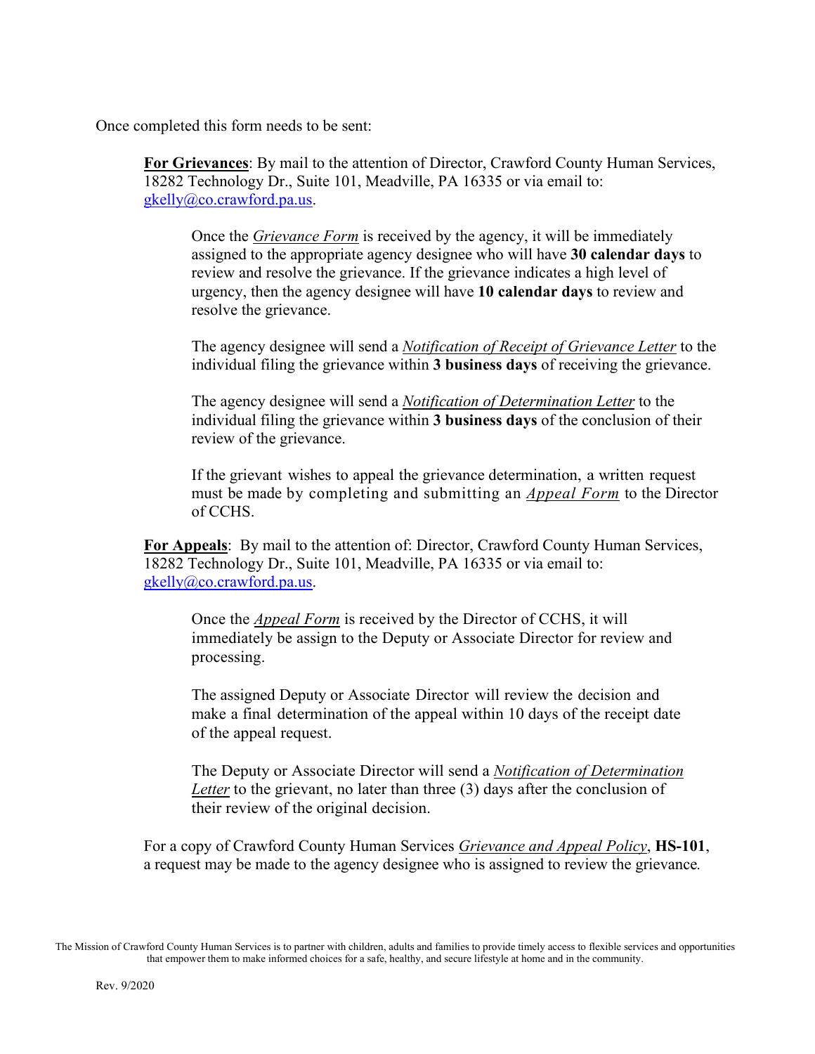Once completed this form needs to be sent:

**For Grievances**: By mail to the attention of Director, Crawford County Human Services, 18282 Technology Dr., Suite 101, Meadville, PA 16335 or via email to: gkelly@co.crawford.pa.us.

> Once the *Grievance Form* is received by the agency, it will be immediately assigned to the appropriate agency designee who will have **30 calendar days** to review and resolve the grievance. If the grievance indicates a high level of urgency, then the agency designee will have **10 calendar days** to review and resolve the grievance.
>
> The agency designee will send a *Notification of Receipt of Grievance Letter* to the individual filing the grievance within **3 business days** of receiving the grievance.
>
> The agency designee will send a *Notification of Determination Letter* to the individual filing the grievance within **3 business days** of the conclusion of their review of the grievance.
>
> If the grievant wishes to appeal the grievance determination, a written request must be made by completing and submitting an *Appeal Form* to the Director of CCHS.

**For Appeals**: By mail to the attention of: Director, Crawford County Human Services, 18282 Technology Dr., Suite 101, Meadville, PA 16335 or via email to: gkelly@co.crawford.pa.us.

> Once the *Appeal Form* is received by the Director of CCHS, it will immediately be assign to the Deputy or Associate Director for review and processing.
>
> The assigned Deputy or Associate Director will review the decision and make a final determination of the appeal within 10 days of the receipt date of the appeal request.
>
> The Deputy or Associate Director will send a *Notification of Determination Letter* to the grievant, no later than three (3) days after the conclusion of their review of the original decision.

For a copy of Crawford County Human Services *Grievance and Appeal Policy*, **HS-101**, a request may be made to the agency designee who is assigned to review the grievance.

The Mission of Crawford County Human Services is to partner with children, adults and families to provide timely access to flexible services and opportunities that empower them to make informed choices for a safe, healthy, and secure lifestyle at home and in the community.

Rev. 9/2020